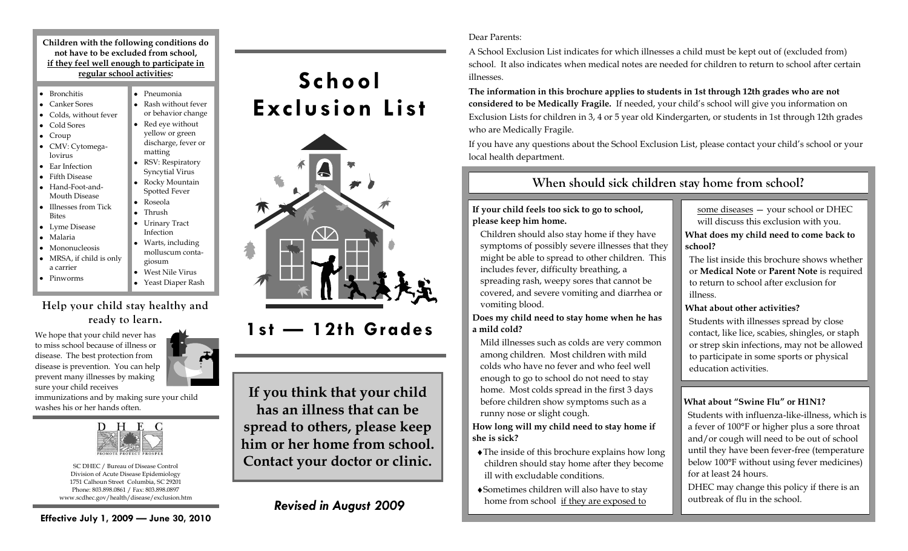**Children with the following conditions do not have to be excluded from school, if they feel well enough to participate in regular school activities:**

- Bronchitis
- Canker Sores
- Colds, without fever
- Cold Sores
- Croup
- CMV: Cytomegalovirus
- Ear Infection
- Fifth Disease
- Hand-Foot-and-Mouth Disease
- Illnesses from Tick Bites
- Lyme Disease
- Malaria
- Mononucleosis
- MRSA, if child is only a carrier
- Pinworms
- Pneumonia
- Rash without fever or behavior change
- Red eye without yellow or green discharge, fever or matting
- RSV: Respiratory Syncytial Virus
- Rocky Mountain Spotted Fever
- Roseola
- Thrush
- Urinary Tract Infection
- Warts, including molluscum contagiosum
- West Nile Virus
- Yeast Diaper Rash

### Help your child stay healthy and ready to learn.

We hope that your child never has to miss school because of illness or disease. The best protection from disease is prevention. You can help prevent many illnesses by making sure your child receives immunizations and by making sure your child washes his or her hands often.

DHEC
PROMOTE PROTECT PROSPER

SC DHEC / Bureau of Disease Control
Division of Acute Disease Epidemiology
1751 Calhoun Street Columbia, SC 29201
Phone: 803.898.0861 / Fax: 803.898.0897
www.scdhec.gov/health/disease/exclusion.htm

**Effective July 1, 2009 — June 30, 2010**

# School Exclusion List

## 1st — 12th Grades

**If you think that your child has an illness that can be spread to others, please keep him or her home from school. Contact your doctor or clinic.**

*Revised in August 2009*

Dear Parents:

A School Exclusion List indicates for which illnesses a child must be kept out of (excluded from) school. It also indicates when medical notes are needed for children to return to school after certain illnesses.

**The information in this brochure applies to students in 1st through 12th grades who are not considered to be Medically Fragile.** If needed, your child's school will give you information on Exclusion Lists for children in 3, 4 or 5 year old Kindergarten, or students in 1st through 12th grades who are Medically Fragile.

If you have any questions about the School Exclusion List, please contact your child's school or your local health department.

## When should sick children stay home from school?

**If your child feels too sick to go to school, please keep him home.**

Children should also stay home if they have symptoms of possibly severe illnesses that they might be able to spread to other children. This includes fever, difficulty breathing, a spreading rash, weepy sores that cannot be covered, and severe vomiting and diarrhea or vomiting blood.

**Does my child need to stay home when he has a mild cold?**

Mild illnesses such as colds are very common among children. Most children with mild colds who have no fever and who feel well enough to go to school do not need to stay home. Most colds spread in the first 3 days before children show symptoms such as a runny nose or slight cough.

**How long will my child need to stay home if she is sick?**

- The inside of this brochure explains how long children should stay home after they become ill with excludable conditions.
- Sometimes children will also have to stay home from school if they are exposed to some diseases — your school or DHEC will discuss this exclusion with you.

**What does my child need to come back to school?**

The list inside this brochure shows whether or **Medical Note** or **Parent Note** is required to return to school after exclusion for illness.

**What about other activities?**

Students with illnesses spread by close contact, like lice, scabies, shingles, or staph or strep skin infections, may not be allowed to participate in some sports or physical education activities.

**What about "Swine Flu" or H1N1?**

Students with influenza-like-illness, which is a fever of 100°F or higher plus a sore throat and/or cough will need to be out of school until they have been fever-free (temperature below 100°F without using fever medicines) for at least 24 hours.

DHEC may change this policy if there is an outbreak of flu in the school.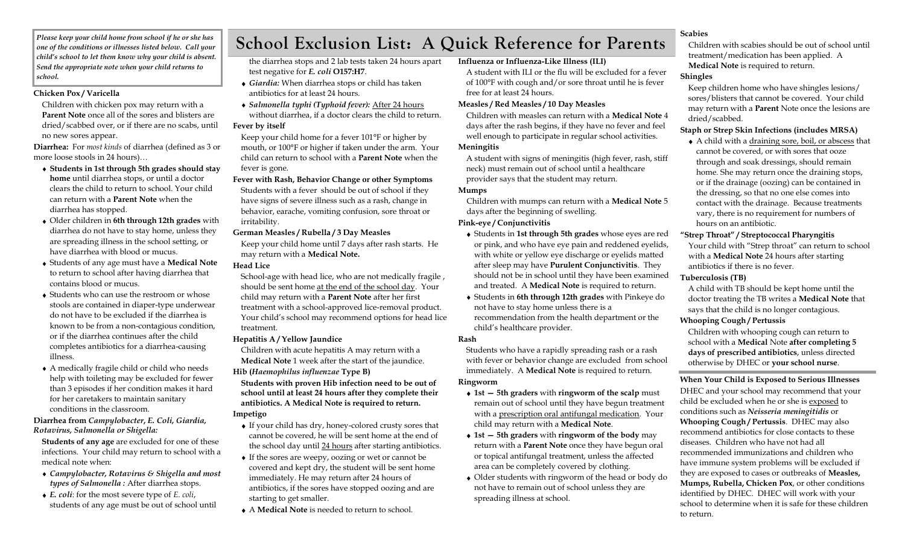*Please keep your child home from school if he or she has one of the conditions or illnesses listed below. Call your child's school to let them know why your child is absent. Send the appropriate note when your child returns to school.*

# School Exclusion List: A Quick Reference for Parents

### Chicken Pox / Varicella

Children with chicken pox may return with a **Parent Note** once all of the sores and blisters are dried/scabbed over, or if there are no scabs, until no new sores appear.

**Diarrhea:** For *most kinds* of diarrhea (defined as 3 or more loose stools in 24 hours)…

- **Students in 1st through 5th grades should stay home** until diarrhea stops, or until a doctor clears the child to return to school. Your child can return with a **Parent Note** when the diarrhea has stopped.
- Older children in **6th through 12th grades** with diarrhea do not have to stay home, unless they are spreading illness in the school setting, or have diarrhea with blood or mucus.
- Students of any age must have a **Medical Note** to return to school after having diarrhea that contains blood or mucus.
- Students who can use the restroom or whose stools are contained in diaper-type underwear do not have to be excluded if the diarrhea is known to be from a non-contagious condition, or if the diarrhea continues after the child completes antibiotics for a diarrhea-causing illness.
- A medically fragile child or child who needs help with toileting may be excluded for fewer than 3 episodes if her condition makes it hard for her caretakers to maintain sanitary conditions in the classroom.

### Diarrhea from *Campylobacter, E. Coli, Giardia, Rotavirus, Salmonella or Shigella:*

**Students of any age** are excluded for one of these infections. Your child may return to school with a medical note when:

- ***Campylobacter, Rotavirus & Shigella and most types of Salmonella :*** After diarrhea stops.
- ***E. coli***: for the most severe type of *E. coli*, students of any age must be out of school until the diarrhea stops and 2 lab tests taken 24 hours apart test negative for ***E. coli* O157:H7**.
- ***Giardia:*** When diarrhea stops or child has taken antibiotics for at least 24 hours.
- ***Salmonella typhi (Typhoid fever):*** After 24 hours without diarrhea, if a doctor clears the child to return.

### Fever by itself

Keep your child home for a fever 101°F or higher by mouth, or 100°F or higher if taken under the arm. Your child can return to school with a **Parent Note** when the fever is gone.

### Fever with Rash, Behavior Change or other Symptoms

Students with a fever should be out of school if they have signs of severe illness such as a rash, change in behavior, earache, vomiting confusion, sore throat or irritability.

### German Measles / Rubella / 3 Day Measles

Keep your child home until 7 days after rash starts. He may return with a **Medical Note.**

### Head Lice

School-age with head lice, who are not medically fragile , should be sent home at the end of the school day. Your child may return with a **Parent Note** after her first treatment with a school-approved lice-removal product. Your child's school may recommend options for head lice treatment.

### Hepatitis A / Yellow Jaundice

Children with acute hepatitis A may return with a **Medical Note** 1 week after the start of the jaundice.

### Hib (*Haemophilus influenzae* Type B)

**Students with proven Hib infection need to be out of school until at least 24 hours after they complete their antibiotics. A Medical Note is required to return.**

### Impetigo

- If your child has dry, honey-colored crusty sores that cannot be covered, he will be sent home at the end of the school day until 24 hours after starting antibiotics.
- If the sores are weepy, oozing or wet or cannot be covered and kept dry, the student will be sent home immediately. He may return after 24 hours of antibiotics, if the sores have stopped oozing and are starting to get smaller.
- A **Medical Note** is needed to return to school.

### Influenza or Influenza-Like Illness (ILI)

A student with ILI or the flu will be excluded for a fever of 100°F with cough and/or sore throat until he is fever free for at least 24 hours.

### Measles / Red Measles / 10 Day Measles

Children with measles can return with a **Medical Note** 4 days after the rash begins, if they have no fever and feel well enough to participate in regular school activities.

### Meningitis

A student with signs of meningitis (high fever, rash, stiff neck) must remain out of school until a healthcare provider says that the student may return.

### Mumps

Children with mumps can return with a **Medical Note** 5 days after the beginning of swelling.

### Pink-eye / Conjunctivitis

- Students in **1st through 5th grades** whose eyes are red or pink, and who have eye pain and reddened eyelids, with white or yellow eye discharge or eyelids matted after sleep may have **Purulent Conjunctivitis**. They should not be in school until they have been examined and treated. A **Medical Note** is required to return.
- Students in **6th through 12th grades** with Pinkeye do not have to stay home unless there is a recommendation from the health department or the child's healthcare provider.

### Rash

Students who have a rapidly spreading rash or a rash with fever or behavior change are excluded from school immediately. A **Medical Note** is required to return.

### Ringworm

- **1st — 5th graders** with **ringworm of the scalp** must remain out of school until they have begun treatment with a prescription oral antifungal medication. Your child may return with a **Medical Note**.
- **1st — 5th graders** with **ringworm of the body** may return with a **Parent Note** once they have begun oral or topical antifungal treatment, unless the affected area can be completely covered by clothing.
- Older students with ringworm of the head or body do not have to remain out of school unless they are spreading illness at school.

### Scabies

Children with scabies should be out of school until treatment/medication has been applied. A **Medical Note** is required to return.

### Shingles

Keep children home who have shingles lesions/ sores/blisters that cannot be covered. Your child may return with a **Parent** Note once the lesions are dried/scabbed.

### Staph or Strep Skin Infections (includes MRSA)

- A child with a draining sore, boil, or abscess that cannot be covered, or with sores that ooze through and soak dressings, should remain home. She may return once the draining stops, or if the drainage (oozing) can be contained in the dressing, so that no one else comes into contact with the drainage. Because treatments vary, there is no requirement for numbers of hours on an antibiotic.

### "Strep Throat" / Streptococcal Pharyngitis

Your child with "Strep throat" can return to school with a **Medical Note** 24 hours after starting antibiotics if there is no fever.

### Tuberculosis (TB)

A child with TB should be kept home until the doctor treating the TB writes a **Medical Note** that says that the child is no longer contagious.

### Whooping Cough / Pertussis

Children with whooping cough can return to school with a **Medical** Note **after completing 5 days of prescribed antibiotics**, unless directed otherwise by DHEC or **your school nurse**.

### When Your Child is Exposed to Serious Illnesses

DHEC and your school may recommend that your child be excluded when he or she is exposed to conditions such as ***Neisseria meningitidis*** or **Whooping Cough / Pertussis**. DHEC may also recommend antibiotics for close contacts to these diseases. Children who have not had all recommended immunizations and children who have immune system problems will be excluded if they are exposed to cases or outbreaks of **Measles, Mumps, Rubella, Chicken Pox**, or other conditions identified by DHEC. DHEC will work with your school to determine when it is safe for these children to return.